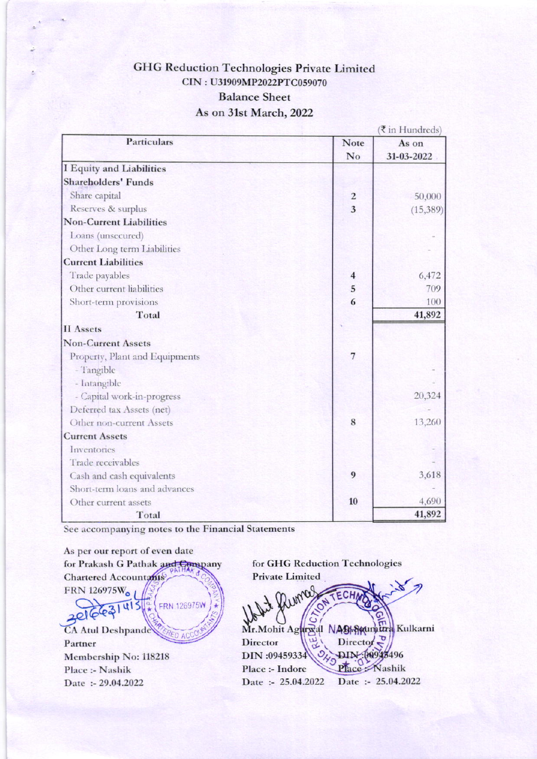# GHG Reduction Technologies Private Limited

**CIN : U31909MP2022PTC059070**

**Balance Sheet**

**As on 31st March, 2022**

(₹ in Hundreds)

| Particulars | Note No | As on 31-03-2022 |
|---|---|---|
| **I Equity and Liabilities** | | |
| **Shareholders' Funds** | | |
| Share capital | 2 | 50,000 |
| Reserves & surplus | 3 | (15,389) |
| **Non-Current Liabilities** | | |
| Loans (unsecured) | | - |
| Other Long term Liabilities | | - |
| **Current Liabilities** | | |
| Trade payables | 4 | 6,472 |
| Other current liabilities | 5 | 709 |
| Short-term provisions | 6 | 100 |
| **Total** | | **41,892** |
| **II Assets** | | |
| **Non-Current Assets** | | |
| Property, Plant and Equipments | 7 | |
| - Tangible | | - |
| - Intangible | | - |
| - Capital work-in-progress | | 20,324 |
| Deferred tax Assets (net) | | - |
| Other non-current Assets | 8 | 13,260 |
| **Current Assets** | | |
| Inventories | | - |
| Trade receivables | | - |
| Cash and cash equivalents | 9 | 3,618 |
| Short-term loans and advances | | - |
| Other current assets | 10 | 4,690 |
| **Total** | | **41,892** |

See accompanying notes to the Financial Statements

As per our report of even date
for Prakash G Pathak and Company
Chartered Accountants
FRN 126975W

CA Atul Deshpande
Partner
Membership No: 118218
Place :- Nashik
Date :- 29.04.2022

for GHG Reduction Technologies Private Limited

Mr.Mohit Agarwal
Director
DIN :09459334
Place :- Indore
Date :- 25.04.2022

Mr.Soumitra Kulkarni
Director
DIN :00945496
Place :- Nashik
Date :- 25.04.2022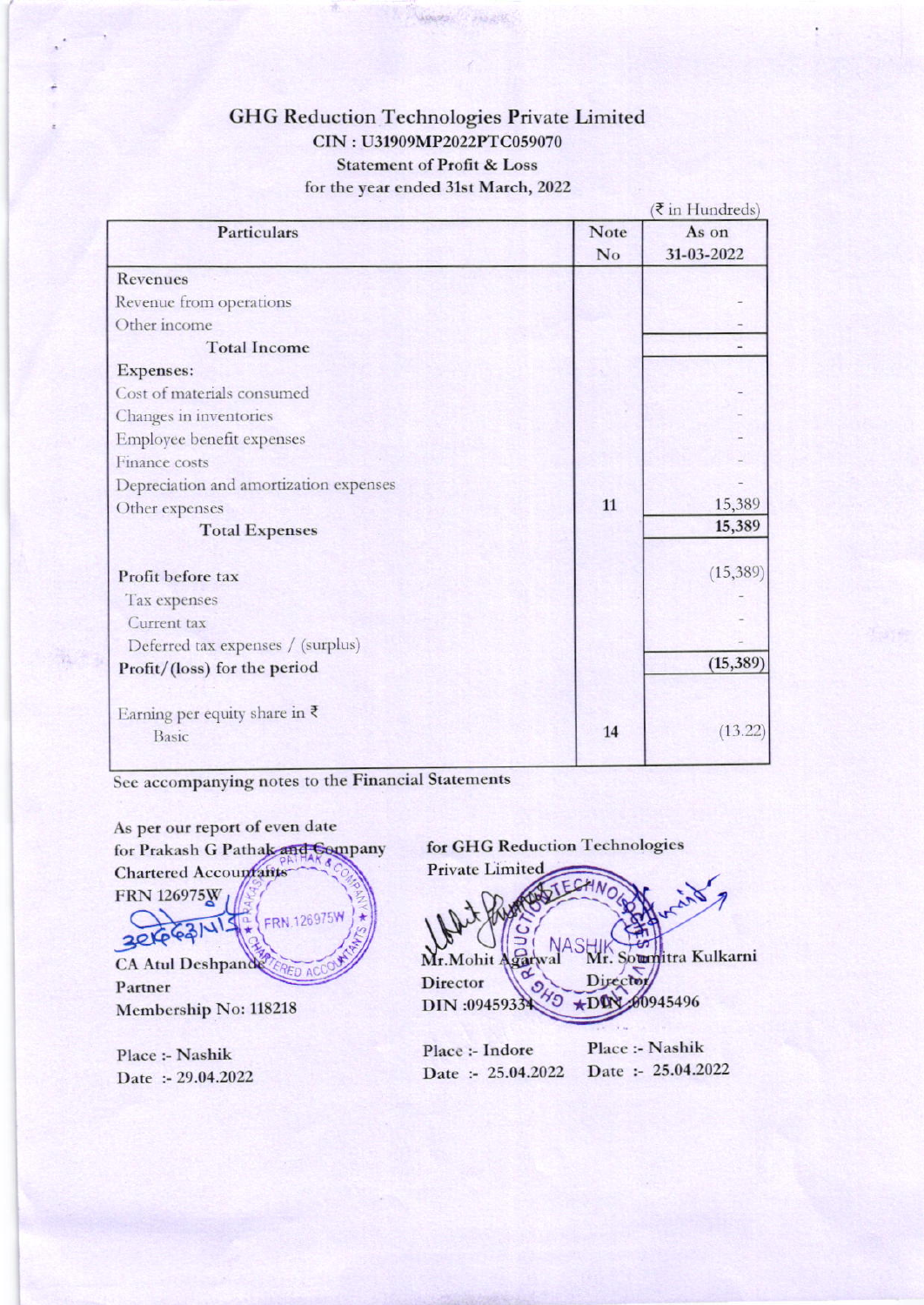# GHG Reduction Technologies Private Limited

**CIN : U31909MP2022PTC059070**

**Statement of Profit & Loss**

**for the year ended 31st March, 2022**

(₹ in Hundreds)

| Particulars | Note No | As on 31-03-2022 |
|---|---|---|
| Revenues | | |
| Revenue from operations | | - |
| Other income | | - |
| **Total Income** | | - |
| **Expenses:** | | |
| Cost of materials consumed | | - |
| Changes in inventories | | - |
| Employee benefit expenses | | - |
| Finance costs | | - |
| Depreciation and amortization expenses | | - |
| Other expenses | 11 | 15,389 |
| **Total Expenses** | | **15,389** |
| Profit before tax | | (15,389) |
| Tax expenses | | - |
| Current tax | | - |
| Deferred tax expenses / (surplus) | | - |
| **Profit/(loss) for the period** | | **(15,389)** |
| Earning per equity share in ₹ | | |
| Basic | 14 | (13.22) |

See accompanying notes to the Financial Statements

As per our report of even date
for Prakash G Pathak and Company
Chartered Accountants
FRN 126975W

CA Atul Deshpande
Partner
Membership No: 118218

Place :- Nashik
Date :- 29.04.2022

for GHG Reduction Technologies
Private Limited

Mr.Mohit Agarwal
Director
DIN :09459334

Place :- Indore
Date :- 25.04.2022

Mr. Soumitra Kulkarni
Director
DIN :00945496

Place :- Nashik
Date :- 25.04.2022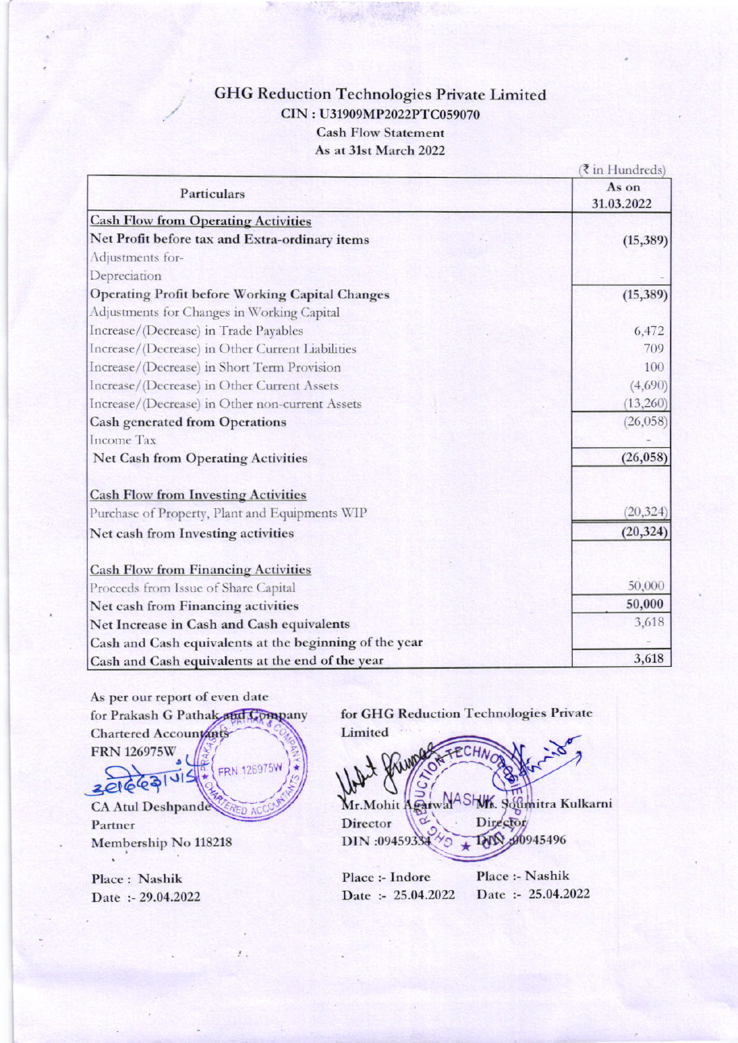# GHG Reduction Technologies Private Limited

**CIN : U31909MP2022PTC059070**

**Cash Flow Statement**

**As at 31st March 2022**

(₹ in Hundreds)

| Particulars | As on 31.03.2022 |
|---|---|
| **Cash Flow from Operating Activities** | |
| **Net Profit before tax and Extra-ordinary items** | **(15,389)** |
| Adjustments for- | |
| Depreciation | - |
| **Operating Profit before Working Capital Changes** | **(15,389)** |
| Adjustments for Changes in Working Capital | |
| Increase/(Decrease) in Trade Payables | 6,472 |
| Increase/(Decrease) in Other Current Liabilities | 709 |
| Increase/(Decrease) in Short Term Provision | 100 |
| Increase/(Decrease) in Other Current Assets | (4,690) |
| Increase/(Decrease) in Other non-current Assets | (13,260) |
| **Cash generated from Operations** | (26,058) |
| Income Tax | - |
| **Net Cash from Operating Activities** | **(26,058)** |
| | |
| **Cash Flow from Investing Activities** | |
| Purchase of Property, Plant and Equipments WIP | (20,324) |
| **Net cash from Investing activities** | **(20,324)** |
| | |
| **Cash Flow from Financing Activities** | |
| Proceeds from Issue of Share Capital | 50,000 |
| **Net cash from Financing activities** | **50,000** |
| **Net Increase in Cash and Cash equivalents** | 3,618 |
| **Cash and Cash equivalents at the beginning of the year** | - |
| **Cash and Cash equivalents at the end of the year** | 3,618 |

As per our report of even date
for Prakash G Pathak and Company
Chartered Accountants
FRN 126975W

CA Atul Deshpande
Partner
Membership No 118218

Place : Nashik
Date :- 29.04.2022

for GHG Reduction Technologies Private Limited

Mr.Mohit Agarwal
Director
DIN :09459334

Place :- Indore
Date :- 25.04.2022

Mr. Soumitra Kulkarni
Director
DIN :00945496

Place :- Nashik
Date :- 25.04.2022